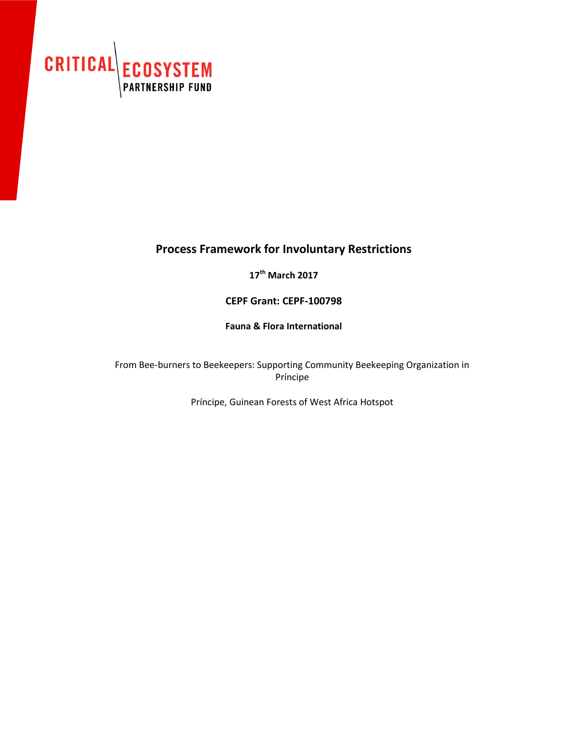CRITICAL ECOSYSTEM PARTNERSHIP FUND

# Process Framework for Involuntary Restrictions

**17th March 2017**

**CEPF Grant: CEPF-100798**

**Fauna & Flora International**

From Bee-burners to Beekeepers: Supporting Community Beekeeping Organization in Príncipe

Príncipe, Guinean Forests of West Africa Hotspot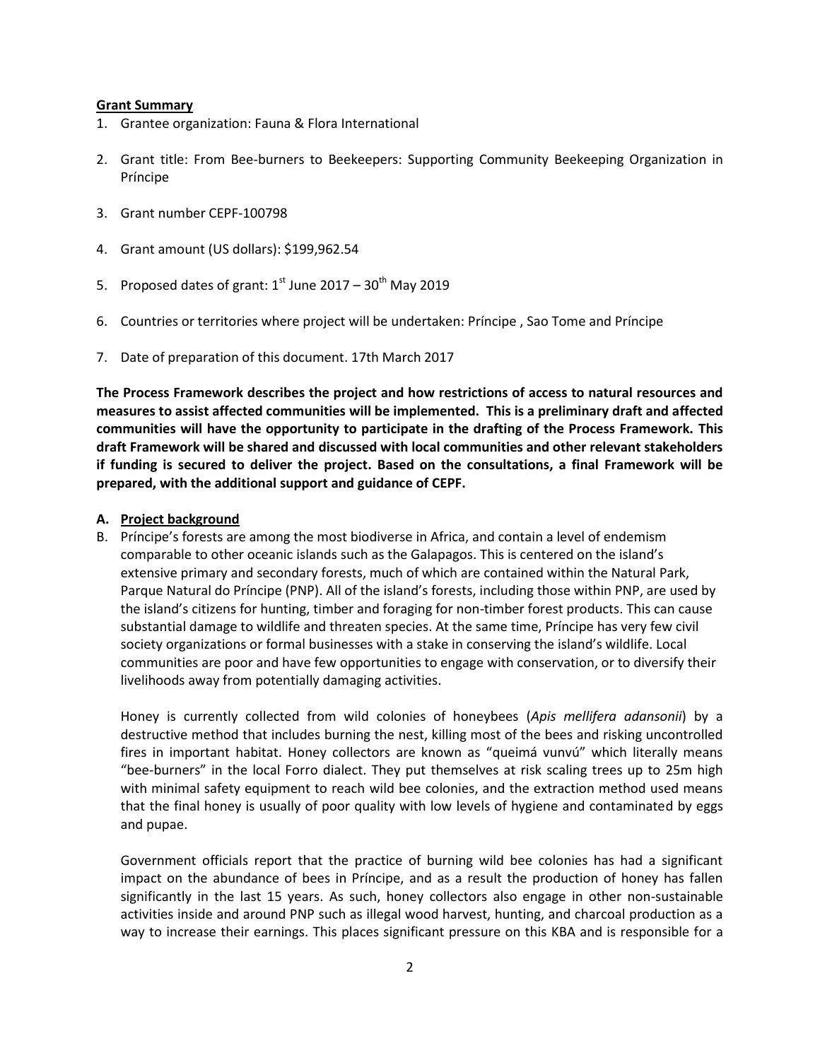**Grant Summary**

1. Grantee organization: Fauna & Flora International
2. Grant title: From Bee-burners to Beekeepers: Supporting Community Beekeeping Organization in Príncipe
3. Grant number CEPF-100798
4. Grant amount (US dollars): $199,962.54
5. Proposed dates of grant: 1st June 2017 – 30th May 2019
6. Countries or territories where project will be undertaken: Príncipe , Sao Tome and Príncipe
7. Date of preparation of this document. 17th March 2017

**The Process Framework describes the project and how restrictions of access to natural resources and measures to assist affected communities will be implemented. This is a preliminary draft and affected communities will have the opportunity to participate in the drafting of the Process Framework. This draft Framework will be shared and discussed with local communities and other relevant stakeholders if funding is secured to deliver the project. Based on the consultations, a final Framework will be prepared, with the additional support and guidance of CEPF.**

A. **Project background**

B. Príncipe's forests are among the most biodiverse in Africa, and contain a level of endemism comparable to other oceanic islands such as the Galapagos. This is centered on the island's extensive primary and secondary forests, much of which are contained within the Natural Park, Parque Natural do Príncipe (PNP). All of the island's forests, including those within PNP, are used by the island's citizens for hunting, timber and foraging for non-timber forest products. This can cause substantial damage to wildlife and threaten species. At the same time, Príncipe has very few civil society organizations or formal businesses with a stake in conserving the island's wildlife. Local communities are poor and have few opportunities to engage with conservation, or to diversify their livelihoods away from potentially damaging activities.

   Honey is currently collected from wild colonies of honeybees (*Apis mellifera adansonii*) by a destructive method that includes burning the nest, killing most of the bees and risking uncontrolled fires in important habitat. Honey collectors are known as "queimá vunvú" which literally means "bee-burners" in the local Forro dialect. They put themselves at risk scaling trees up to 25m high with minimal safety equipment to reach wild bee colonies, and the extraction method used means that the final honey is usually of poor quality with low levels of hygiene and contaminated by eggs and pupae.

   Government officials report that the practice of burning wild bee colonies has had a significant impact on the abundance of bees in Príncipe, and as a result the production of honey has fallen significantly in the last 15 years. As such, honey collectors also engage in other non-sustainable activities inside and around PNP such as illegal wood harvest, hunting, and charcoal production as a way to increase their earnings. This places significant pressure on this KBA and is responsible for a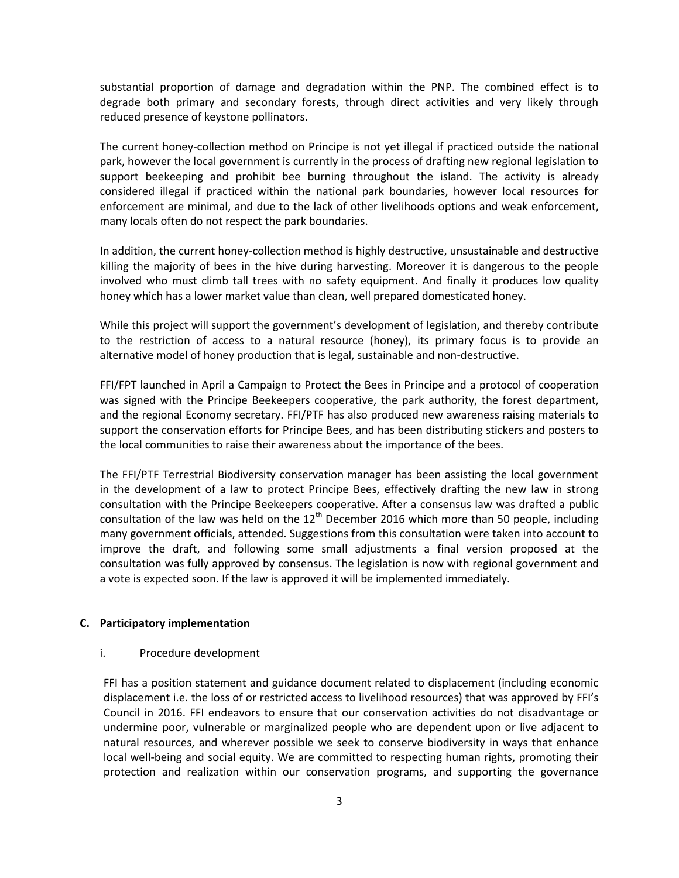substantial proportion of damage and degradation within the PNP. The combined effect is to degrade both primary and secondary forests, through direct activities and very likely through reduced presence of keystone pollinators.

The current honey-collection method on Principe is not yet illegal if practiced outside the national park, however the local government is currently in the process of drafting new regional legislation to support beekeeping and prohibit bee burning throughout the island. The activity is already considered illegal if practiced within the national park boundaries, however local resources for enforcement are minimal, and due to the lack of other livelihoods options and weak enforcement, many locals often do not respect the park boundaries.

In addition, the current honey-collection method is highly destructive, unsustainable and destructive killing the majority of bees in the hive during harvesting. Moreover it is dangerous to the people involved who must climb tall trees with no safety equipment. And finally it produces low quality honey which has a lower market value than clean, well prepared domesticated honey.

While this project will support the government's development of legislation, and thereby contribute to the restriction of access to a natural resource (honey), its primary focus is to provide an alternative model of honey production that is legal, sustainable and non-destructive.

FFI/FPT launched in April a Campaign to Protect the Bees in Principe and a protocol of cooperation was signed with the Principe Beekeepers cooperative, the park authority, the forest department, and the regional Economy secretary. FFI/PTF has also produced new awareness raising materials to support the conservation efforts for Principe Bees, and has been distributing stickers and posters to the local communities to raise their awareness about the importance of the bees.

The FFI/PTF Terrestrial Biodiversity conservation manager has been assisting the local government in the development of a law to protect Principe Bees, effectively drafting the new law in strong consultation with the Principe Beekeepers cooperative. After a consensus law was drafted a public consultation of the law was held on the 12th December 2016 which more than 50 people, including many government officials, attended. Suggestions from this consultation were taken into account to improve the draft, and following some small adjustments a final version proposed at the consultation was fully approved by consensus. The legislation is now with regional government and a vote is expected soon. If the law is approved it will be implemented immediately.

## C. Participatory implementation

### i. Procedure development

FFI has a position statement and guidance document related to displacement (including economic displacement i.e. the loss of or restricted access to livelihood resources) that was approved by FFI's Council in 2016. FFI endeavors to ensure that our conservation activities do not disadvantage or undermine poor, vulnerable or marginalized people who are dependent upon or live adjacent to natural resources, and wherever possible we seek to conserve biodiversity in ways that enhance local well-being and social equity. We are committed to respecting human rights, promoting their protection and realization within our conservation programs, and supporting the governance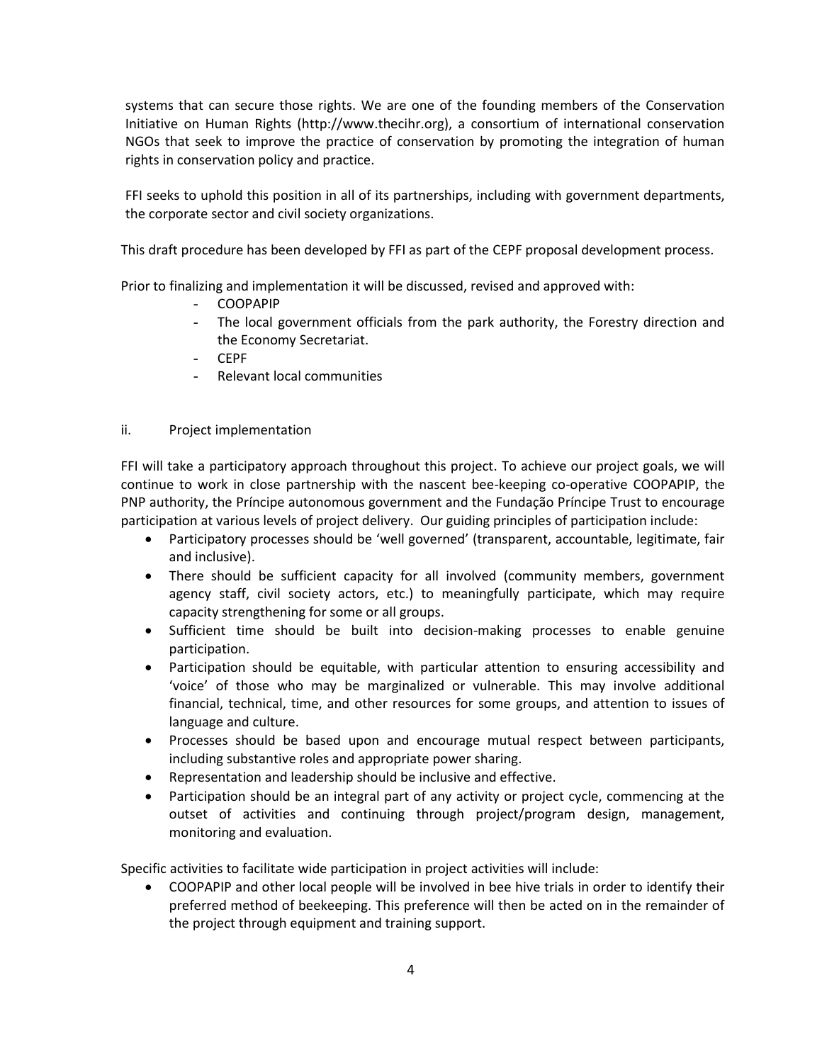systems that can secure those rights. We are one of the founding members of the Conservation Initiative on Human Rights (http://www.thecihr.org), a consortium of international conservation NGOs that seek to improve the practice of conservation by promoting the integration of human rights in conservation policy and practice.

FFI seeks to uphold this position in all of its partnerships, including with government departments, the corporate sector and civil society organizations.

This draft procedure has been developed by FFI as part of the CEPF proposal development process.

Prior to finalizing and implementation it will be discussed, revised and approved with:

- COOPAPIP
- The local government officials from the park authority, the Forestry direction and the Economy Secretariat.
- CEPF
- Relevant local communities

ii. Project implementation

FFI will take a participatory approach throughout this project. To achieve our project goals, we will continue to work in close partnership with the nascent bee-keeping co-operative COOPAPIP, the PNP authority, the Príncipe autonomous government and the Fundação Príncipe Trust to encourage participation at various levels of project delivery. Our guiding principles of participation include:

- Participatory processes should be 'well governed' (transparent, accountable, legitimate, fair and inclusive).
- There should be sufficient capacity for all involved (community members, government agency staff, civil society actors, etc.) to meaningfully participate, which may require capacity strengthening for some or all groups.
- Sufficient time should be built into decision-making processes to enable genuine participation.
- Participation should be equitable, with particular attention to ensuring accessibility and 'voice' of those who may be marginalized or vulnerable. This may involve additional financial, technical, time, and other resources for some groups, and attention to issues of language and culture.
- Processes should be based upon and encourage mutual respect between participants, including substantive roles and appropriate power sharing.
- Representation and leadership should be inclusive and effective.
- Participation should be an integral part of any activity or project cycle, commencing at the outset of activities and continuing through project/program design, management, monitoring and evaluation.

Specific activities to facilitate wide participation in project activities will include:

- COOPAPIP and other local people will be involved in bee hive trials in order to identify their preferred method of beekeeping. This preference will then be acted on in the remainder of the project through equipment and training support.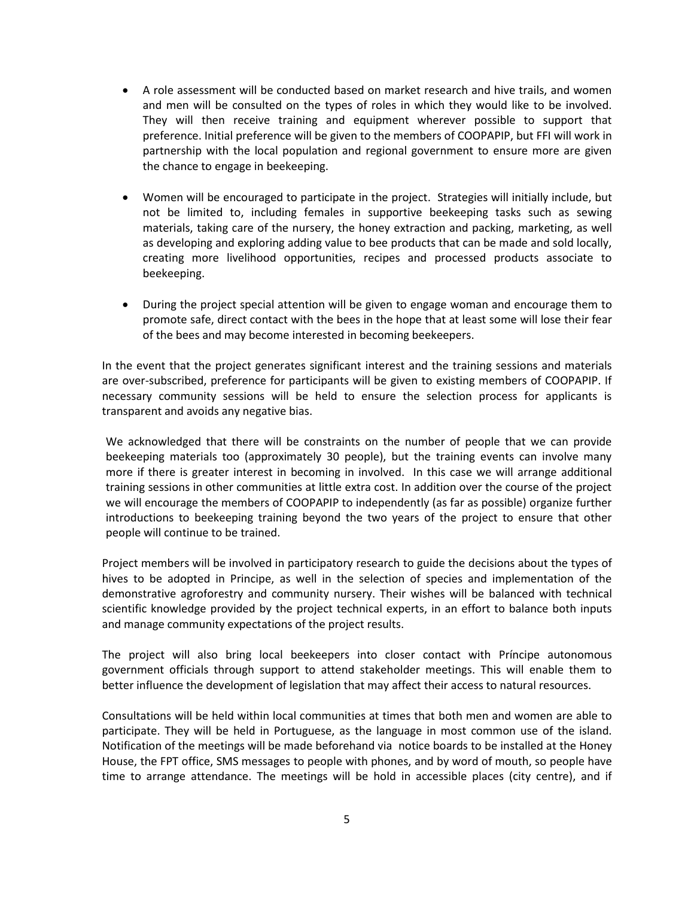- A role assessment will be conducted based on market research and hive trails, and women and men will be consulted on the types of roles in which they would like to be involved. They will then receive training and equipment wherever possible to support that preference. Initial preference will be given to the members of COOPAPIP, but FFI will work in partnership with the local population and regional government to ensure more are given the chance to engage in beekeeping.

- Women will be encouraged to participate in the project. Strategies will initially include, but not be limited to, including females in supportive beekeeping tasks such as sewing materials, taking care of the nursery, the honey extraction and packing, marketing, as well as developing and exploring adding value to bee products that can be made and sold locally, creating more livelihood opportunities, recipes and processed products associate to beekeeping.

- During the project special attention will be given to engage woman and encourage them to promote safe, direct contact with the bees in the hope that at least some will lose their fear of the bees and may become interested in becoming beekeepers.

In the event that the project generates significant interest and the training sessions and materials are over-subscribed, preference for participants will be given to existing members of COOPAPIP. If necessary community sessions will be held to ensure the selection process for applicants is transparent and avoids any negative bias.

We acknowledged that there will be constraints on the number of people that we can provide beekeeping materials too (approximately 30 people), but the training events can involve many more if there is greater interest in becoming in involved. In this case we will arrange additional training sessions in other communities at little extra cost. In addition over the course of the project we will encourage the members of COOPAPIP to independently (as far as possible) organize further introductions to beekeeping training beyond the two years of the project to ensure that other people will continue to be trained.

Project members will be involved in participatory research to guide the decisions about the types of hives to be adopted in Principe, as well in the selection of species and implementation of the demonstrative agroforestry and community nursery. Their wishes will be balanced with technical scientific knowledge provided by the project technical experts, in an effort to balance both inputs and manage community expectations of the project results.

The project will also bring local beekeepers into closer contact with Príncipe autonomous government officials through support to attend stakeholder meetings. This will enable them to better influence the development of legislation that may affect their access to natural resources.

Consultations will be held within local communities at times that both men and women are able to participate. They will be held in Portuguese, as the language in most common use of the island. Notification of the meetings will be made beforehand via notice boards to be installed at the Honey House, the FPT office, SMS messages to people with phones, and by word of mouth, so people have time to arrange attendance. The meetings will be hold in accessible places (city centre), and if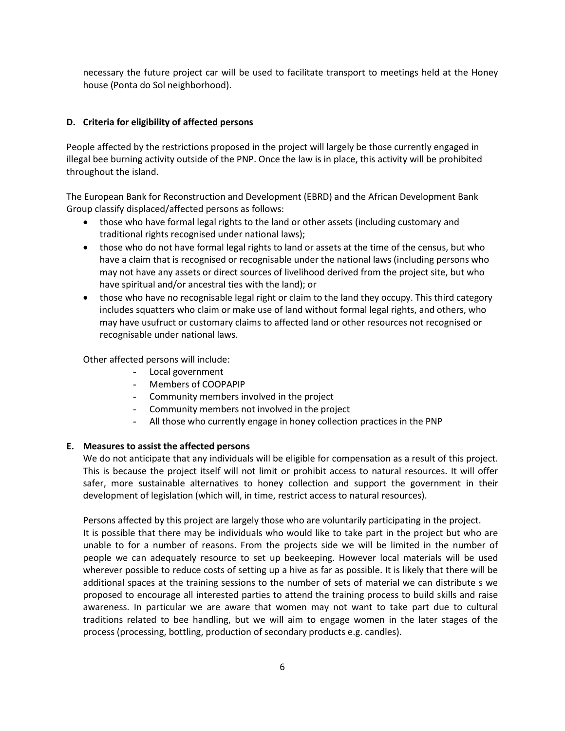necessary the future project car will be used to facilitate transport to meetings held at the Honey house (Ponta do Sol neighborhood).

### D. Criteria for eligibility of affected persons

People affected by the restrictions proposed in the project will largely be those currently engaged in illegal bee burning activity outside of the PNP. Once the law is in place, this activity will be prohibited throughout the island.

The European Bank for Reconstruction and Development (EBRD) and the African Development Bank Group classify displaced/affected persons as follows:

- those who have formal legal rights to the land or other assets (including customary and traditional rights recognised under national laws);
- those who do not have formal legal rights to land or assets at the time of the census, but who have a claim that is recognised or recognisable under the national laws (including persons who may not have any assets or direct sources of livelihood derived from the project site, but who have spiritual and/or ancestral ties with the land); or
- those who have no recognisable legal right or claim to the land they occupy. This third category includes squatters who claim or make use of land without formal legal rights, and others, who may have usufruct or customary claims to affected land or other resources not recognised or recognisable under national laws.

Other affected persons will include:

- Local government
- Members of COOPAPIP
- Community members involved in the project
- Community members not involved in the project
- All those who currently engage in honey collection practices in the PNP

### E. Measures to assist the affected persons

We do not anticipate that any individuals will be eligible for compensation as a result of this project. This is because the project itself will not limit or prohibit access to natural resources. It will offer safer, more sustainable alternatives to honey collection and support the government in their development of legislation (which will, in time, restrict access to natural resources).

Persons affected by this project are largely those who are voluntarily participating in the project. It is possible that there may be individuals who would like to take part in the project but who are unable to for a number of reasons. From the projects side we will be limited in the number of people we can adequately resource to set up beekeeping. However local materials will be used wherever possible to reduce costs of setting up a hive as far as possible. It is likely that there will be additional spaces at the training sessions to the number of sets of material we can distribute s we proposed to encourage all interested parties to attend the training process to build skills and raise awareness. In particular we are aware that women may not want to take part due to cultural traditions related to bee handling, but we will aim to engage women in the later stages of the process (processing, bottling, production of secondary products e.g. candles).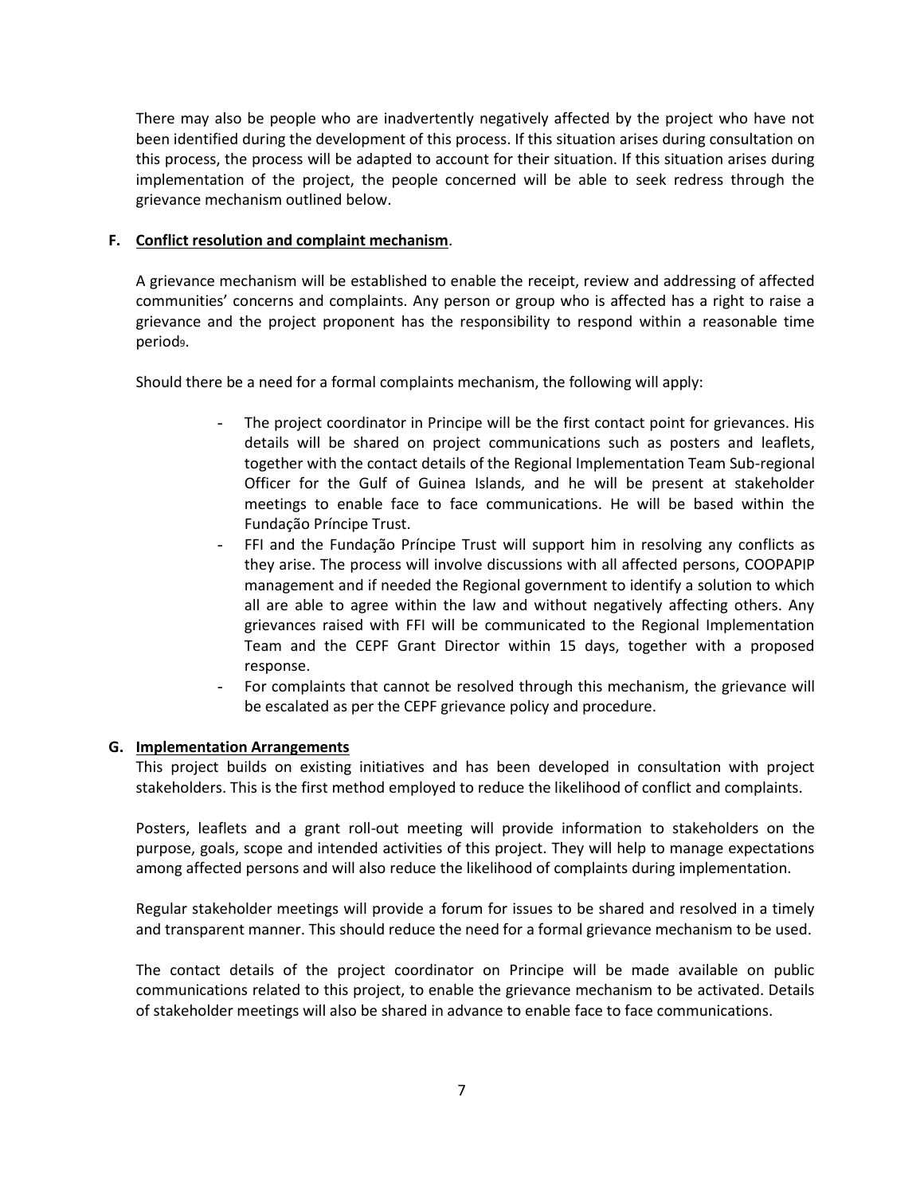There may also be people who are inadvertently negatively affected by the project who have not been identified during the development of this process. If this situation arises during consultation on this process, the process will be adapted to account for their situation. If this situation arises during implementation of the project, the people concerned will be able to seek redress through the grievance mechanism outlined below.

**F. Conflict resolution and complaint mechanism**.

A grievance mechanism will be established to enable the receipt, review and addressing of affected communities' concerns and complaints. Any person or group who is affected has a right to raise a grievance and the project proponent has the responsibility to respond within a reasonable time period[9].

Should there be a need for a formal complaints mechanism, the following will apply:

- The project coordinator in Principe will be the first contact point for grievances. His details will be shared on project communications such as posters and leaflets, together with the contact details of the Regional Implementation Team Sub-regional Officer for the Gulf of Guinea Islands, and he will be present at stakeholder meetings to enable face to face communications. He will be based within the Fundação Príncipe Trust.
- FFI and the Fundação Príncipe Trust will support him in resolving any conflicts as they arise. The process will involve discussions with all affected persons, COOPAPIP management and if needed the Regional government to identify a solution to which all are able to agree within the law and without negatively affecting others. Any grievances raised with FFI will be communicated to the Regional Implementation Team and the CEPF Grant Director within 15 days, together with a proposed response.
- For complaints that cannot be resolved through this mechanism, the grievance will be escalated as per the CEPF grievance policy and procedure.

**G. Implementation Arrangements**

This project builds on existing initiatives and has been developed in consultation with project stakeholders. This is the first method employed to reduce the likelihood of conflict and complaints.

Posters, leaflets and a grant roll-out meeting will provide information to stakeholders on the purpose, goals, scope and intended activities of this project. They will help to manage expectations among affected persons and will also reduce the likelihood of complaints during implementation.

Regular stakeholder meetings will provide a forum for issues to be shared and resolved in a timely and transparent manner. This should reduce the need for a formal grievance mechanism to be used.

The contact details of the project coordinator on Principe will be made available on public communications related to this project, to enable the grievance mechanism to be activated. Details of stakeholder meetings will also be shared in advance to enable face to face communications.